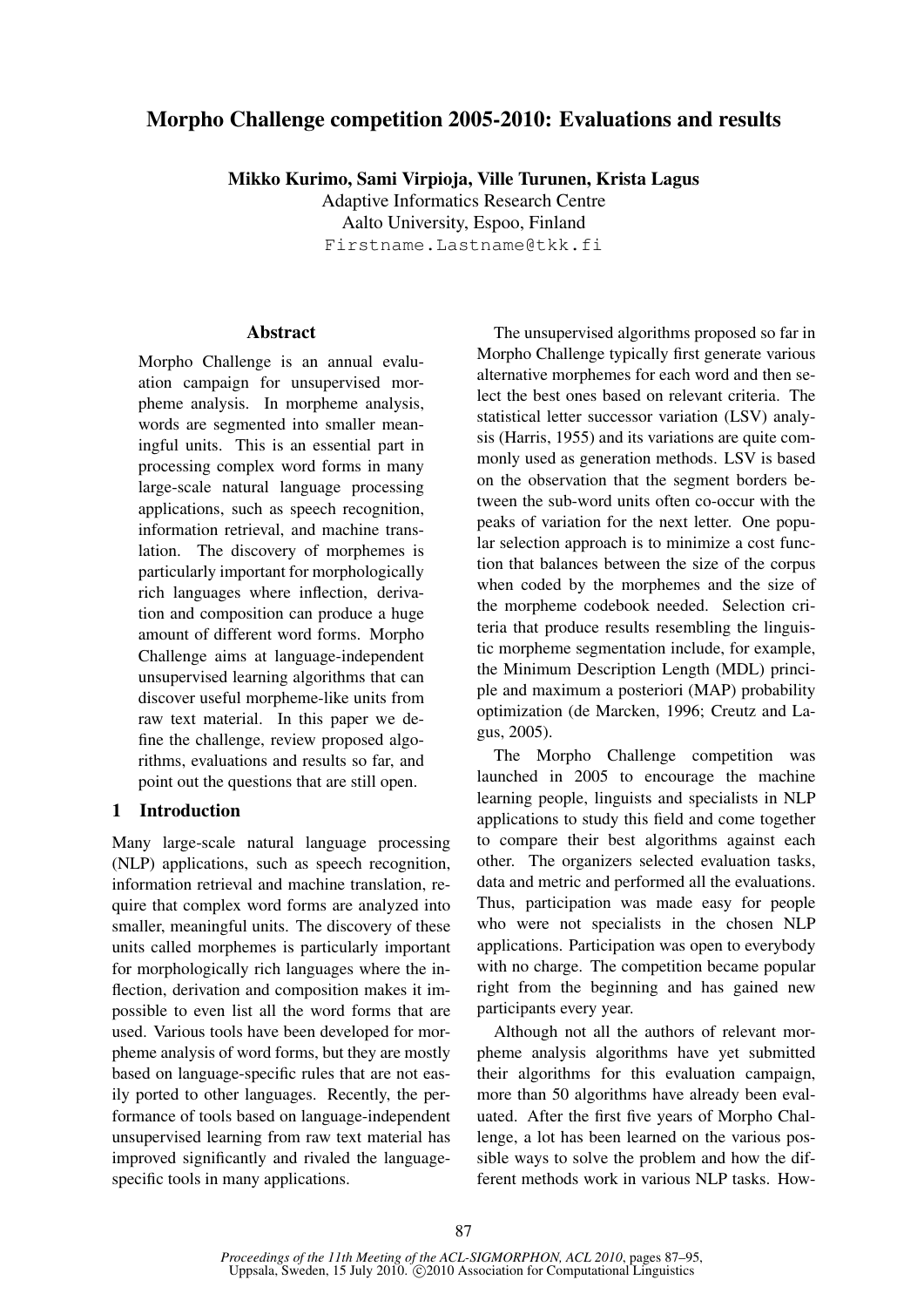# Morpho Challenge competition 2005-2010: Evaluations and results

**Mikko Kurimo, Sami Virpioja, Ville Turunen, Krista Lagus**
Adaptive Informatics Research Centre
Aalto University, Espoo, Finland
Firstname.Lastname@tkk.fi

## Abstract

Morpho Challenge is an annual evaluation campaign for unsupervised morpheme analysis. In morpheme analysis, words are segmented into smaller meaningful units. This is an essential part in processing complex word forms in many large-scale natural language processing applications, such as speech recognition, information retrieval, and machine translation. The discovery of morphemes is particularly important for morphologically rich languages where inflection, derivation and composition can produce a huge amount of different word forms. Morpho Challenge aims at language-independent unsupervised learning algorithms that can discover useful morpheme-like units from raw text material. In this paper we define the challenge, review proposed algorithms, evaluations and results so far, and point out the questions that are still open.

## 1 Introduction

Many large-scale natural language processing (NLP) applications, such as speech recognition, information retrieval and machine translation, require that complex word forms are analyzed into smaller, meaningful units. The discovery of these units called morphemes is particularly important for morphologically rich languages where the inflection, derivation and composition makes it impossible to even list all the word forms that are used. Various tools have been developed for morpheme analysis of word forms, but they are mostly based on language-specific rules that are not easily ported to other languages. Recently, the performance of tools based on language-independent unsupervised learning from raw text material has improved significantly and rivaled the language-specific tools in many applications.

The unsupervised algorithms proposed so far in Morpho Challenge typically first generate various alternative morphemes for each word and then select the best ones based on relevant criteria. The statistical letter successor variation (LSV) analysis (Harris, 1955) and its variations are quite commonly used as generation methods. LSV is based on the observation that the segment borders between the sub-word units often co-occur with the peaks of variation for the next letter. One popular selection approach is to minimize a cost function that balances between the size of the corpus when coded by the morphemes and the size of the morpheme codebook needed. Selection criteria that produce results resembling the linguistic morpheme segmentation include, for example, the Minimum Description Length (MDL) principle and maximum a posteriori (MAP) probability optimization (de Marcken, 1996; Creutz and Lagus, 2005).

The Morpho Challenge competition was launched in 2005 to encourage the machine learning people, linguists and specialists in NLP applications to study this field and come together to compare their best algorithms against each other. The organizers selected evaluation tasks, data and metric and performed all the evaluations. Thus, participation was made easy for people who were not specialists in the chosen NLP applications. Participation was open to everybody with no charge. The competition became popular right from the beginning and has gained new participants every year.

Although not all the authors of relevant morpheme analysis algorithms have yet submitted their algorithms for this evaluation campaign, more than 50 algorithms have already been evaluated. After the first five years of Morpho Challenge, a lot has been learned on the various possible ways to solve the problem and how the different methods work in various NLP tasks. How-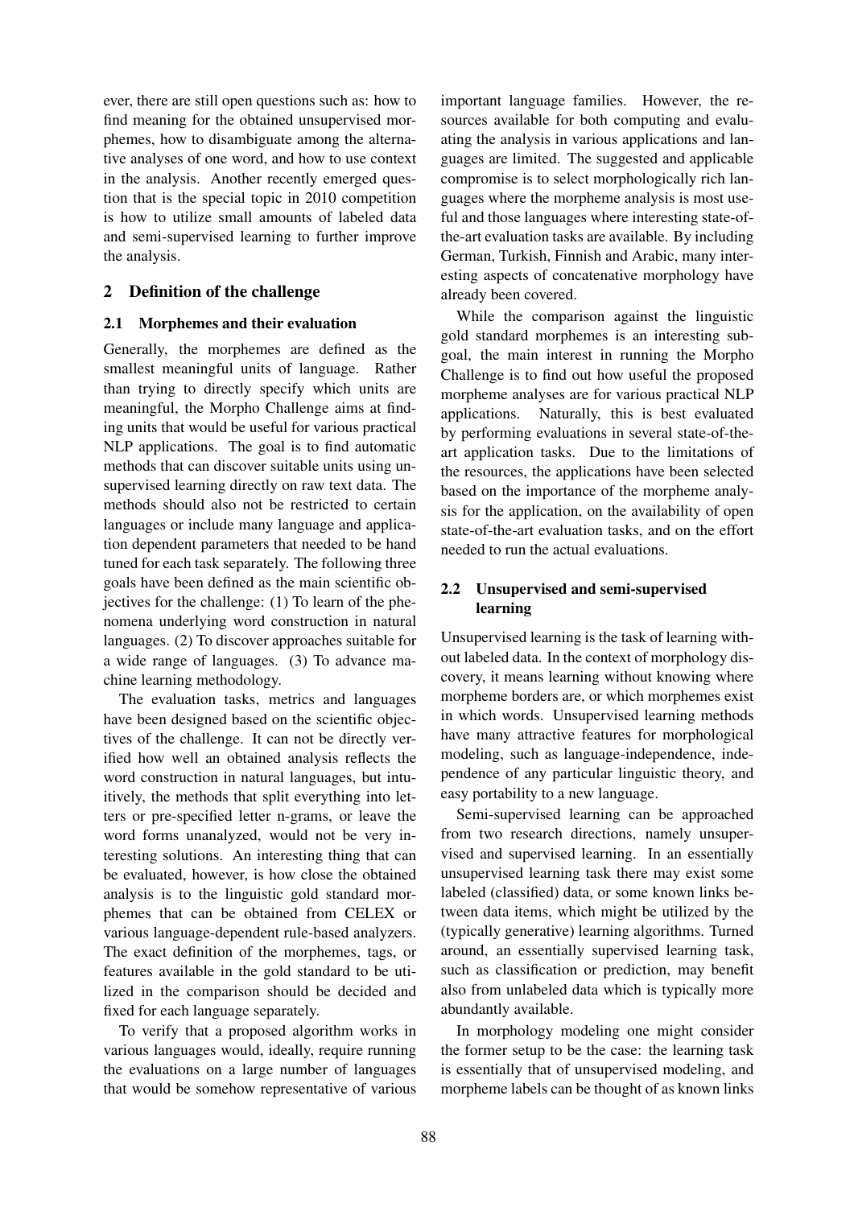ever, there are still open questions such as: how to find meaning for the obtained unsupervised morphemes, how to disambiguate among the alternative analyses of one word, and how to use context in the analysis. Another recently emerged question that is the special topic in 2010 competition is how to utilize small amounts of labeled data and semi-supervised learning to further improve the analysis.

## 2 Definition of the challenge

### 2.1 Morphemes and their evaluation

Generally, the morphemes are defined as the smallest meaningful units of language. Rather than trying to directly specify which units are meaningful, the Morpho Challenge aims at finding units that would be useful for various practical NLP applications. The goal is to find automatic methods that can discover suitable units using unsupervised learning directly on raw text data. The methods should also not be restricted to certain languages or include many language and application dependent parameters that needed to be hand tuned for each task separately. The following three goals have been defined as the main scientific objectives for the challenge: (1) To learn of the phenomena underlying word construction in natural languages. (2) To discover approaches suitable for a wide range of languages. (3) To advance machine learning methodology.

The evaluation tasks, metrics and languages have been designed based on the scientific objectives of the challenge. It can not be directly verified how well an obtained analysis reflects the word construction in natural languages, but intuitively, the methods that split everything into letters or pre-specified letter n-grams, or leave the word forms unanalyzed, would not be very interesting solutions. An interesting thing that can be evaluated, however, is how close the obtained analysis is to the linguistic gold standard morphemes that can be obtained from CELEX or various language-dependent rule-based analyzers. The exact definition of the morphemes, tags, or features available in the gold standard to be utilized in the comparison should be decided and fixed for each language separately.

To verify that a proposed algorithm works in various languages would, ideally, require running the evaluations on a large number of languages that would be somehow representative of various important language families. However, the resources available for both computing and evaluating the analysis in various applications and languages are limited. The suggested and applicable compromise is to select morphologically rich languages where the morpheme analysis is most useful and those languages where interesting state-of-the-art evaluation tasks are available. By including German, Turkish, Finnish and Arabic, many interesting aspects of concatenative morphology have already been covered.

While the comparison against the linguistic gold standard morphemes is an interesting subgoal, the main interest in running the Morpho Challenge is to find out how useful the proposed morpheme analyses are for various practical NLP applications. Naturally, this is best evaluated by performing evaluations in several state-of-the-art application tasks. Due to the limitations of the resources, the applications have been selected based on the importance of the morpheme analysis for the application, on the availability of open state-of-the-art evaluation tasks, and on the effort needed to run the actual evaluations.

### 2.2 Unsupervised and semi-supervised learning

Unsupervised learning is the task of learning without labeled data. In the context of morphology discovery, it means learning without knowing where morpheme borders are, or which morphemes exist in which words. Unsupervised learning methods have many attractive features for morphological modeling, such as language-independence, independence of any particular linguistic theory, and easy portability to a new language.

Semi-supervised learning can be approached from two research directions, namely unsupervised and supervised learning. In an essentially unsupervised learning task there may exist some labeled (classified) data, or some known links between data items, which might be utilized by the (typically generative) learning algorithms. Turned around, an essentially supervised learning task, such as classification or prediction, may benefit also from unlabeled data which is typically more abundantly available.

In morphology modeling one might consider the former setup to be the case: the learning task is essentially that of unsupervised modeling, and morpheme labels can be thought of as known links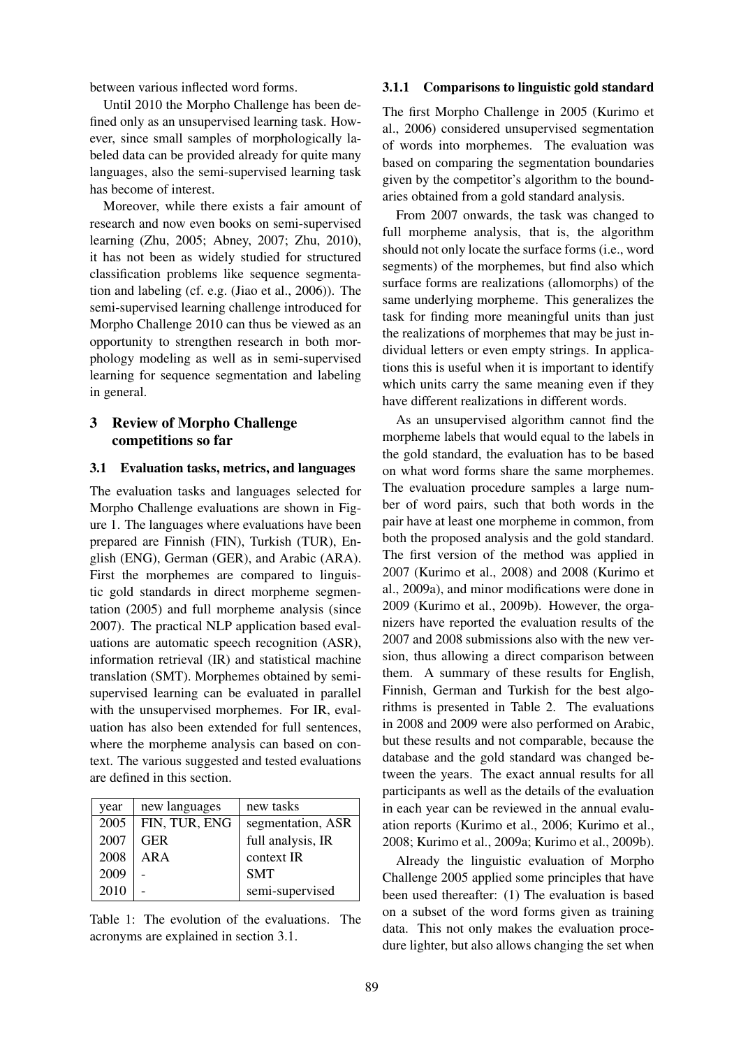between various inflected word forms.

Until 2010 the Morpho Challenge has been defined only as an unsupervised learning task. However, since small samples of morphologically labeled data can be provided already for quite many languages, also the semi-supervised learning task has become of interest.

Moreover, while there exists a fair amount of research and now even books on semi-supervised learning (Zhu, 2005; Abney, 2007; Zhu, 2010), it has not been as widely studied for structured classification problems like sequence segmentation and labeling (cf. e.g. (Jiao et al., 2006)). The semi-supervised learning challenge introduced for Morpho Challenge 2010 can thus be viewed as an opportunity to strengthen research in both morphology modeling as well as in semi-supervised learning for sequence segmentation and labeling in general.

## 3 Review of Morpho Challenge competitions so far

### 3.1 Evaluation tasks, metrics, and languages

The evaluation tasks and languages selected for Morpho Challenge evaluations are shown in Figure 1. The languages where evaluations have been prepared are Finnish (FIN), Turkish (TUR), English (ENG), German (GER), and Arabic (ARA). First the morphemes are compared to linguistic gold standards in direct morpheme segmentation (2005) and full morpheme analysis (since 2007). The practical NLP application based evaluations are automatic speech recognition (ASR), information retrieval (IR) and statistical machine translation (SMT). Morphemes obtained by semi-supervised learning can be evaluated in parallel with the unsupervised morphemes. For IR, evaluation has also been extended for full sentences, where the morpheme analysis can based on context. The various suggested and tested evaluations are defined in this section.

| year | new languages | new tasks |
|---|---|---|
| 2005 | FIN, TUR, ENG | segmentation, ASR |
| 2007 | GER | full analysis, IR |
| 2008 | ARA | context IR |
| 2009 | - | SMT |
| 2010 | - | semi-supervised |

Table 1: The evolution of the evaluations. The acronyms are explained in section 3.1.

#### 3.1.1 Comparisons to linguistic gold standard

The first Morpho Challenge in 2005 (Kurimo et al., 2006) considered unsupervised segmentation of words into morphemes. The evaluation was based on comparing the segmentation boundaries given by the competitor's algorithm to the boundaries obtained from a gold standard analysis.

From 2007 onwards, the task was changed to full morpheme analysis, that is, the algorithm should not only locate the surface forms (i.e., word segments) of the morphemes, but find also which surface forms are realizations (allomorphs) of the same underlying morpheme. This generalizes the task for finding more meaningful units than just the realizations of morphemes that may be just individual letters or even empty strings. In applications this is useful when it is important to identify which units carry the same meaning even if they have different realizations in different words.

As an unsupervised algorithm cannot find the morpheme labels that would equal to the labels in the gold standard, the evaluation has to be based on what word forms share the same morphemes. The evaluation procedure samples a large number of word pairs, such that both words in the pair have at least one morpheme in common, from both the proposed analysis and the gold standard. The first version of the method was applied in 2007 (Kurimo et al., 2008) and 2008 (Kurimo et al., 2009a), and minor modifications were done in 2009 (Kurimo et al., 2009b). However, the organizers have reported the evaluation results of the 2007 and 2008 submissions also with the new version, thus allowing a direct comparison between them. A summary of these results for English, Finnish, German and Turkish for the best algorithms is presented in Table 2. The evaluations in 2008 and 2009 were also performed on Arabic, but these results and not comparable, because the database and the gold standard was changed between the years. The exact annual results for all participants as well as the details of the evaluation in each year can be reviewed in the annual evaluation reports (Kurimo et al., 2006; Kurimo et al., 2008; Kurimo et al., 2009a; Kurimo et al., 2009b).

Already the linguistic evaluation of Morpho Challenge 2005 applied some principles that have been used thereafter: (1) The evaluation is based on a subset of the word forms given as training data. This not only makes the evaluation procedure lighter, but also allows changing the set when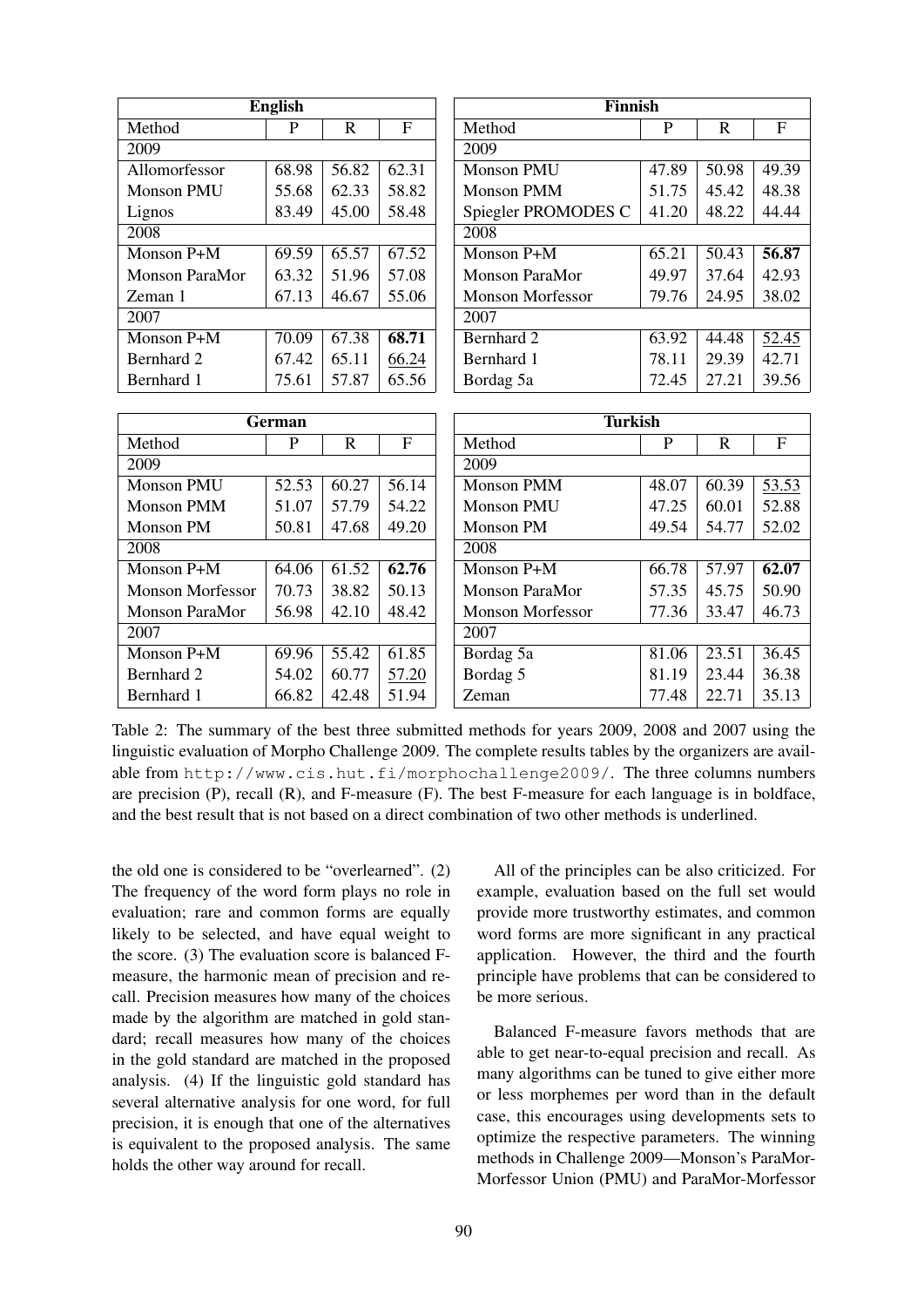| English | | | |
|---|---|---|---|
| Method | P | R | F |
| 2009 | | | |
| Allomorfessor | 68.98 | 56.82 | 62.31 |
| Monson PMU | 55.68 | 62.33 | 58.82 |
| Lignos | 83.49 | 45.00 | 58.48 |
| 2008 | | | |
| Monson P+M | 69.59 | 65.57 | 67.52 |
| Monson ParaMor | 63.32 | 51.96 | 57.08 |
| Zeman 1 | 67.13 | 46.67 | 55.06 |
| 2007 | | | |
| Monson P+M | 70.09 | 67.38 | **68.71** |
| Bernhard 2 | 67.42 | 65.11 | <u>66.24</u> |
| Bernhard 1 | 75.61 | 57.87 | 65.56 |

| Finnish | | | |
|---|---|---|---|
| Method | P | R | F |
| 2009 | | | |
| Monson PMU | 47.89 | 50.98 | 49.39 |
| Monson PMM | 51.75 | 45.42 | 48.38 |
| Spiegler PROMODES C | 41.20 | 48.22 | 44.44 |
| 2008 | | | |
| Monson P+M | 65.21 | 50.43 | **56.87** |
| Monson ParaMor | 49.97 | 37.64 | 42.93 |
| Monson Morfessor | 79.76 | 24.95 | 38.02 |
| 2007 | | | |
| Bernhard 2 | 63.92 | 44.48 | <u>52.45</u> |
| Bernhard 1 | 78.11 | 29.39 | 42.71 |
| Bordag 5a | 72.45 | 27.21 | 39.56 |

| German | | | |
|---|---|---|---|
| Method | P | R | F |
| 2009 | | | |
| Monson PMU | 52.53 | 60.27 | 56.14 |
| Monson PMM | 51.07 | 57.79 | 54.22 |
| Monson PM | 50.81 | 47.68 | 49.20 |
| 2008 | | | |
| Monson P+M | 64.06 | 61.52 | **62.76** |
| Monson Morfessor | 70.73 | 38.82 | 50.13 |
| Monson ParaMor | 56.98 | 42.10 | 48.42 |
| 2007 | | | |
| Monson P+M | 69.96 | 55.42 | 61.85 |
| Bernhard 2 | 54.02 | 60.77 | <u>57.20</u> |
| Bernhard 1 | 66.82 | 42.48 | 51.94 |

| Turkish | | | |
|---|---|---|---|
| Method | P | R | F |
| 2009 | | | |
| Monson PMM | 48.07 | 60.39 | <u>53.53</u> |
| Monson PMU | 47.25 | 60.01 | 52.88 |
| Monson PM | 49.54 | 54.77 | 52.02 |
| 2008 | | | |
| Monson P+M | 66.78 | 57.97 | **62.07** |
| Monson ParaMor | 57.35 | 45.75 | 50.90 |
| Monson Morfessor | 77.36 | 33.47 | 46.73 |
| 2007 | | | |
| Bordag 5a | 81.06 | 23.51 | 36.45 |
| Bordag 5 | 81.19 | 23.44 | 36.38 |
| Zeman | 77.48 | 22.71 | 35.13 |

Table 2: The summary of the best three submitted methods for years 2009, 2008 and 2007 using the linguistic evaluation of Morpho Challenge 2009. The complete results tables by the organizers are available from `http://www.cis.hut.fi/morphochallenge2009/`. The three columns numbers are precision (P), recall (R), and F-measure (F). The best F-measure for each language is in boldface, and the best result that is not based on a direct combination of two other methods is underlined.

the old one is considered to be "overlearned". (2) The frequency of the word form plays no role in evaluation; rare and common forms are equally likely to be selected, and have equal weight to the score. (3) The evaluation score is balanced F-measure, the harmonic mean of precision and recall. Precision measures how many of the choices made by the algorithm are matched in gold standard; recall measures how many of the choices in the gold standard are matched in the proposed analysis. (4) If the linguistic gold standard has several alternative analysis for one word, for full precision, it is enough that one of the alternatives is equivalent to the proposed analysis. The same holds the other way around for recall.

All of the principles can be also criticized. For example, evaluation based on the full set would provide more trustworthy estimates, and common word forms are more significant in any practical application. However, the third and the fourth principle have problems that can be considered to be more serious.

Balanced F-measure favors methods that are able to get near-to-equal precision and recall. As many algorithms can be tuned to give either more or less morphemes per word than in the default case, this encourages using developments sets to optimize the respective parameters. The winning methods in Challenge 2009—Monson's ParaMor-Morfessor Union (PMU) and ParaMor-Morfessor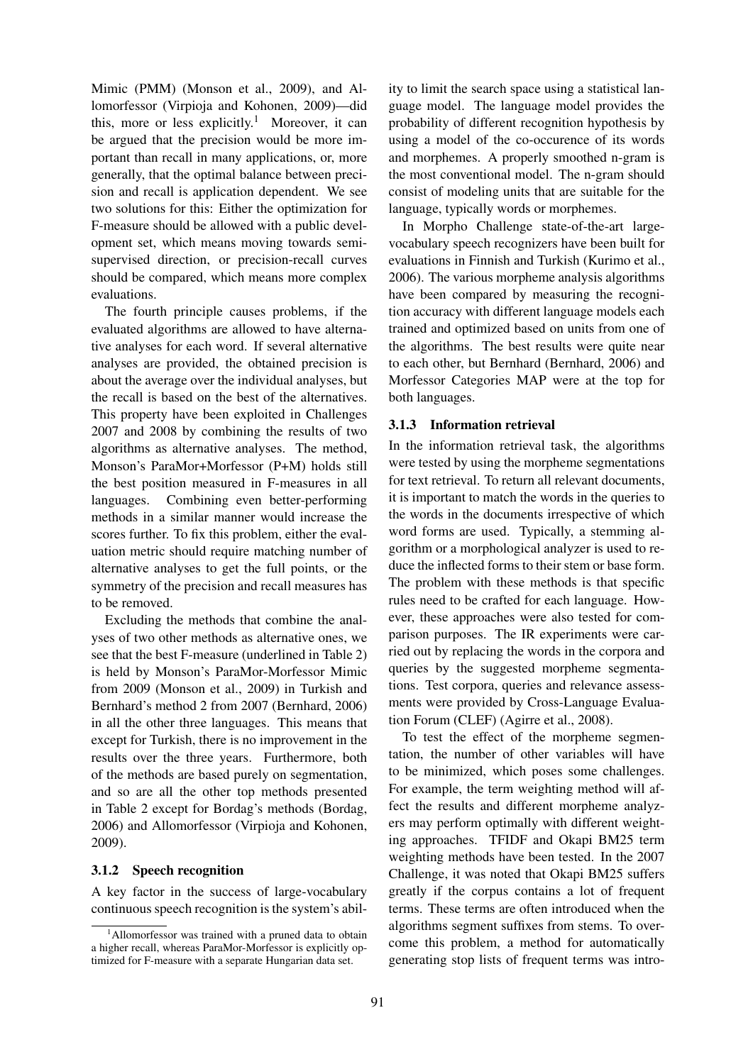Mimic (PMM) (Monson et al., 2009), and Allomorfessor (Virpioja and Kohonen, 2009)—did this, more or less explicitly.[1] Moreover, it can be argued that the precision would be more important than recall in many applications, or, more generally, that the optimal balance between precision and recall is application dependent. We see two solutions for this: Either the optimization for F-measure should be allowed with a public development set, which means moving towards semi-supervised direction, or precision-recall curves should be compared, which means more complex evaluations.

The fourth principle causes problems, if the evaluated algorithms are allowed to have alternative analyses for each word. If several alternative analyses are provided, the obtained precision is about the average over the individual analyses, but the recall is based on the best of the alternatives. This property have been exploited in Challenges 2007 and 2008 by combining the results of two algorithms as alternative analyses. The method, Monson's ParaMor+Morfessor (P+M) holds still the best position measured in F-measures in all languages. Combining even better-performing methods in a similar manner would increase the scores further. To fix this problem, either the evaluation metric should require matching number of alternative analyses to get the full points, or the symmetry of the precision and recall measures has to be removed.

Excluding the methods that combine the analyses of two other methods as alternative ones, we see that the best F-measure (underlined in Table 2) is held by Monson's ParaMor-Morfessor Mimic from 2009 (Monson et al., 2009) in Turkish and Bernhard's method 2 from 2007 (Bernhard, 2006) in all the other three languages. This means that except for Turkish, there is no improvement in the results over the three years. Furthermore, both of the methods are based purely on segmentation, and so are all the other top methods presented in Table 2 except for Bordag's methods (Bordag, 2006) and Allomorfessor (Virpioja and Kohonen, 2009).

#### 3.1.2 Speech recognition

A key factor in the success of large-vocabulary continuous speech recognition is the system's ability to limit the search space using a statistical language model. The language model provides the probability of different recognition hypothesis by using a model of the co-occurence of its words and morphemes. A properly smoothed n-gram is the most conventional model. The n-gram should consist of modeling units that are suitable for the language, typically words or morphemes.

In Morpho Challenge state-of-the-art large-vocabulary speech recognizers have been built for evaluations in Finnish and Turkish (Kurimo et al., 2006). The various morpheme analysis algorithms have been compared by measuring the recognition accuracy with different language models each trained and optimized based on units from one of the algorithms. The best results were quite near to each other, but Bernhard (Bernhard, 2006) and Morfessor Categories MAP were at the top for both languages.

#### 3.1.3 Information retrieval

In the information retrieval task, the algorithms were tested by using the morpheme segmentations for text retrieval. To return all relevant documents, it is important to match the words in the queries to the words in the documents irrespective of which word forms are used. Typically, a stemming algorithm or a morphological analyzer is used to reduce the inflected forms to their stem or base form. The problem with these methods is that specific rules need to be crafted for each language. However, these approaches were also tested for comparison purposes. The IR experiments were carried out by replacing the words in the corpora and queries by the suggested morpheme segmentations. Test corpora, queries and relevance assessments were provided by Cross-Language Evaluation Forum (CLEF) (Agirre et al., 2008).

To test the effect of the morpheme segmentation, the number of other variables will have to be minimized, which poses some challenges. For example, the term weighting method will affect the results and different morpheme analyzers may perform optimally with different weighting approaches. TFIDF and Okapi BM25 term weighting methods have been tested. In the 2007 Challenge, it was noted that Okapi BM25 suffers greatly if the corpus contains a lot of frequent terms. These terms are often introduced when the algorithms segment suffixes from stems. To overcome this problem, a method for automatically generating stop lists of frequent terms was intro-

[1] Allomorfessor was trained with a pruned data to obtain a higher recall, whereas ParaMor-Morfessor is explicitly optimized for F-measure with a separate Hungarian data set.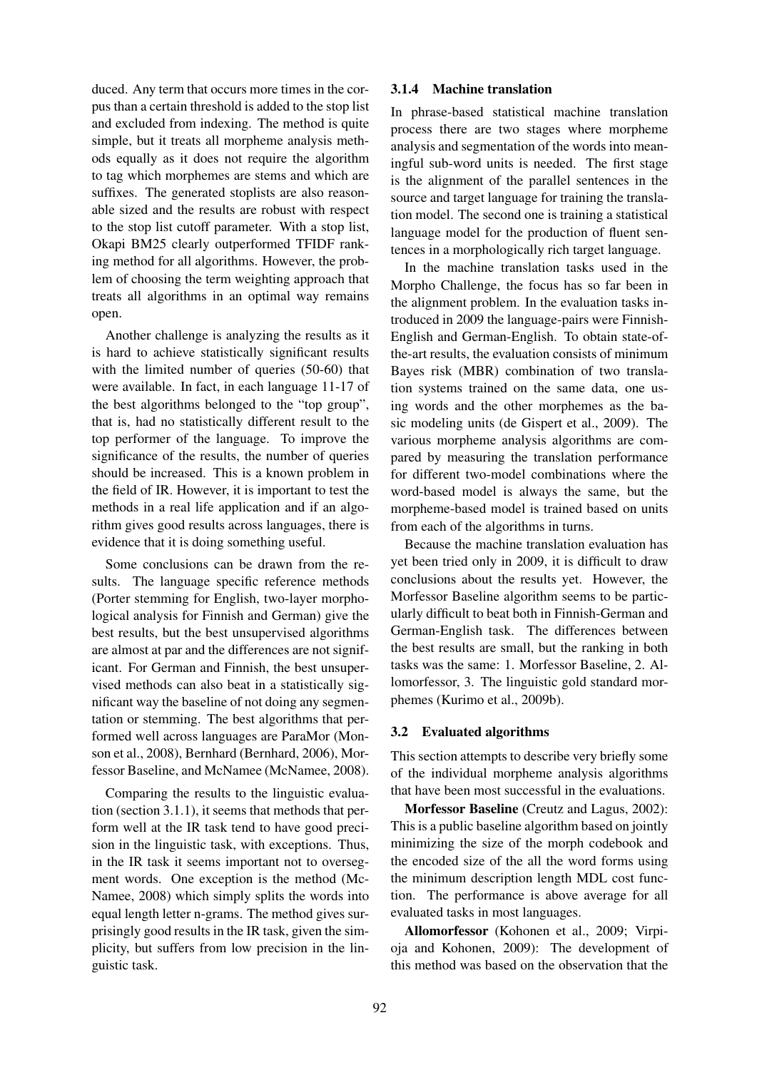duced. Any term that occurs more times in the corpus than a certain threshold is added to the stop list and excluded from indexing. The method is quite simple, but it treats all morpheme analysis methods equally as it does not require the algorithm to tag which morphemes are stems and which are suffixes. The generated stoplists are also reasonable sized and the results are robust with respect to the stop list cutoff parameter. With a stop list, Okapi BM25 clearly outperformed TFIDF ranking method for all algorithms. However, the problem of choosing the term weighting approach that treats all algorithms in an optimal way remains open.

Another challenge is analyzing the results as it is hard to achieve statistically significant results with the limited number of queries (50-60) that were available. In fact, in each language 11-17 of the best algorithms belonged to the "top group", that is, had no statistically different result to the top performer of the language. To improve the significance of the results, the number of queries should be increased. This is a known problem in the field of IR. However, it is important to test the methods in a real life application and if an algorithm gives good results across languages, there is evidence that it is doing something useful.

Some conclusions can be drawn from the results. The language specific reference methods (Porter stemming for English, two-layer morphological analysis for Finnish and German) give the best results, but the best unsupervised algorithms are almost at par and the differences are not significant. For German and Finnish, the best unsupervised methods can also beat in a statistically significant way the baseline of not doing any segmentation or stemming. The best algorithms that performed well across languages are ParaMor (Monson et al., 2008), Bernhard (Bernhard, 2006), Morfessor Baseline, and McNamee (McNamee, 2008).

Comparing the results to the linguistic evaluation (section 3.1.1), it seems that methods that perform well at the IR task tend to have good precision in the linguistic task, with exceptions. Thus, in the IR task it seems important not to oversegment words. One exception is the method (McNamee, 2008) which simply splits the words into equal length letter n-grams. The method gives surprisingly good results in the IR task, given the simplicity, but suffers from low precision in the linguistic task.

#### 3.1.4 Machine translation

In phrase-based statistical machine translation process there are two stages where morpheme analysis and segmentation of the words into meaningful sub-word units is needed. The first stage is the alignment of the parallel sentences in the source and target language for training the translation model. The second one is training a statistical language model for the production of fluent sentences in a morphologically rich target language.

In the machine translation tasks used in the Morpho Challenge, the focus has so far been in the alignment problem. In the evaluation tasks introduced in 2009 the language-pairs were Finnish-English and German-English. To obtain state-of-the-art results, the evaluation consists of minimum Bayes risk (MBR) combination of two translation systems trained on the same data, one using words and the other morphemes as the basic modeling units (de Gispert et al., 2009). The various morpheme analysis algorithms are compared by measuring the translation performance for different two-model combinations where the word-based model is always the same, but the morpheme-based model is trained based on units from each of the algorithms in turns.

Because the machine translation evaluation has yet been tried only in 2009, it is difficult to draw conclusions about the results yet. However, the Morfessor Baseline algorithm seems to be particularly difficult to beat both in Finnish-German and German-English task. The differences between the best results are small, but the ranking in both tasks was the same: 1. Morfessor Baseline, 2. Allomorfessor, 3. The linguistic gold standard morphemes (Kurimo et al., 2009b).

### 3.2 Evaluated algorithms

This section attempts to describe very briefly some of the individual morpheme analysis algorithms that have been most successful in the evaluations.

**Morfessor Baseline** (Creutz and Lagus, 2002): This is a public baseline algorithm based on jointly minimizing the size of the morph codebook and the encoded size of the all the word forms using the minimum description length MDL cost function. The performance is above average for all evaluated tasks in most languages.

**Allomorfessor** (Kohonen et al., 2009; Virpioja and Kohonen, 2009): The development of this method was based on the observation that the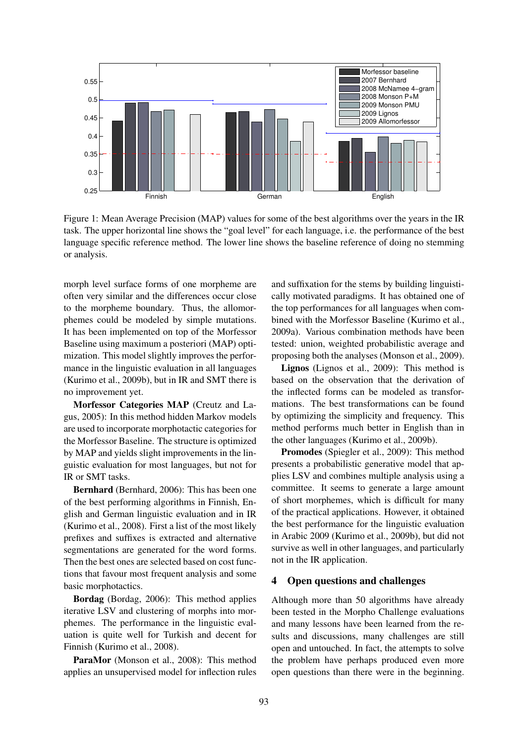Figure 1: Mean Average Precision (MAP) values for some of the best algorithms over the years in the IR task. The upper horizontal line shows the "goal level" for each language, i.e. the performance of the best language specific reference method. The lower line shows the baseline reference of doing no stemming or analysis.

morph level surface forms of one morpheme are often very similar and the differences occur close to the morpheme boundary. Thus, the allomorphemes could be modeled by simple mutations. It has been implemented on top of the Morfessor Baseline using maximum a posteriori (MAP) optimization. This model slightly improves the performance in the linguistic evaluation in all languages (Kurimo et al., 2009b), but in IR and SMT there is no improvement yet.

**Morfessor Categories MAP** (Creutz and Lagus, 2005): In this method hidden Markov models are used to incorporate morphotactic categories for the Morfessor Baseline. The structure is optimized by MAP and yields slight improvements in the linguistic evaluation for most languages, but not for IR or SMT tasks.

**Bernhard** (Bernhard, 2006): This has been one of the best performing algorithms in Finnish, English and German linguistic evaluation and in IR (Kurimo et al., 2008). First a list of the most likely prefixes and suffixes is extracted and alternative segmentations are generated for the word forms. Then the best ones are selected based on cost functions that favour most frequent analysis and some basic morphotactics.

**Bordag** (Bordag, 2006): This method applies iterative LSV and clustering of morphs into morphemes. The performance in the linguistic evaluation is quite well for Turkish and decent for Finnish (Kurimo et al., 2008).

**ParaMor** (Monson et al., 2008): This method applies an unsupervised model for inflection rules and suffixation for the stems by building linguistically motivated paradigms. It has obtained one of the top performances for all languages when combined with the Morfessor Baseline (Kurimo et al., 2009a). Various combination methods have been tested: union, weighted probabilistic average and proposing both the analyses (Monson et al., 2009).

**Lignos** (Lignos et al., 2009): This method is based on the observation that the derivation of the inflected forms can be modeled as transformations. The best transformations can be found by optimizing the simplicity and frequency. This method performs much better in English than in the other languages (Kurimo et al., 2009b).

**Promodes** (Spiegler et al., 2009): This method presents a probabilistic generative model that applies LSV and combines multiple analysis using a committee. It seems to generate a large amount of short morphemes, which is difficult for many of the practical applications. However, it obtained the best performance for the linguistic evaluation in Arabic 2009 (Kurimo et al., 2009b), but did not survive as well in other languages, and particularly not in the IR application.

## 4 Open questions and challenges

Although more than 50 algorithms have already been tested in the Morpho Challenge evaluations and many lessons have been learned from the results and discussions, many challenges are still open and untouched. In fact, the attempts to solve the problem have perhaps produced even more open questions than there were in the beginning.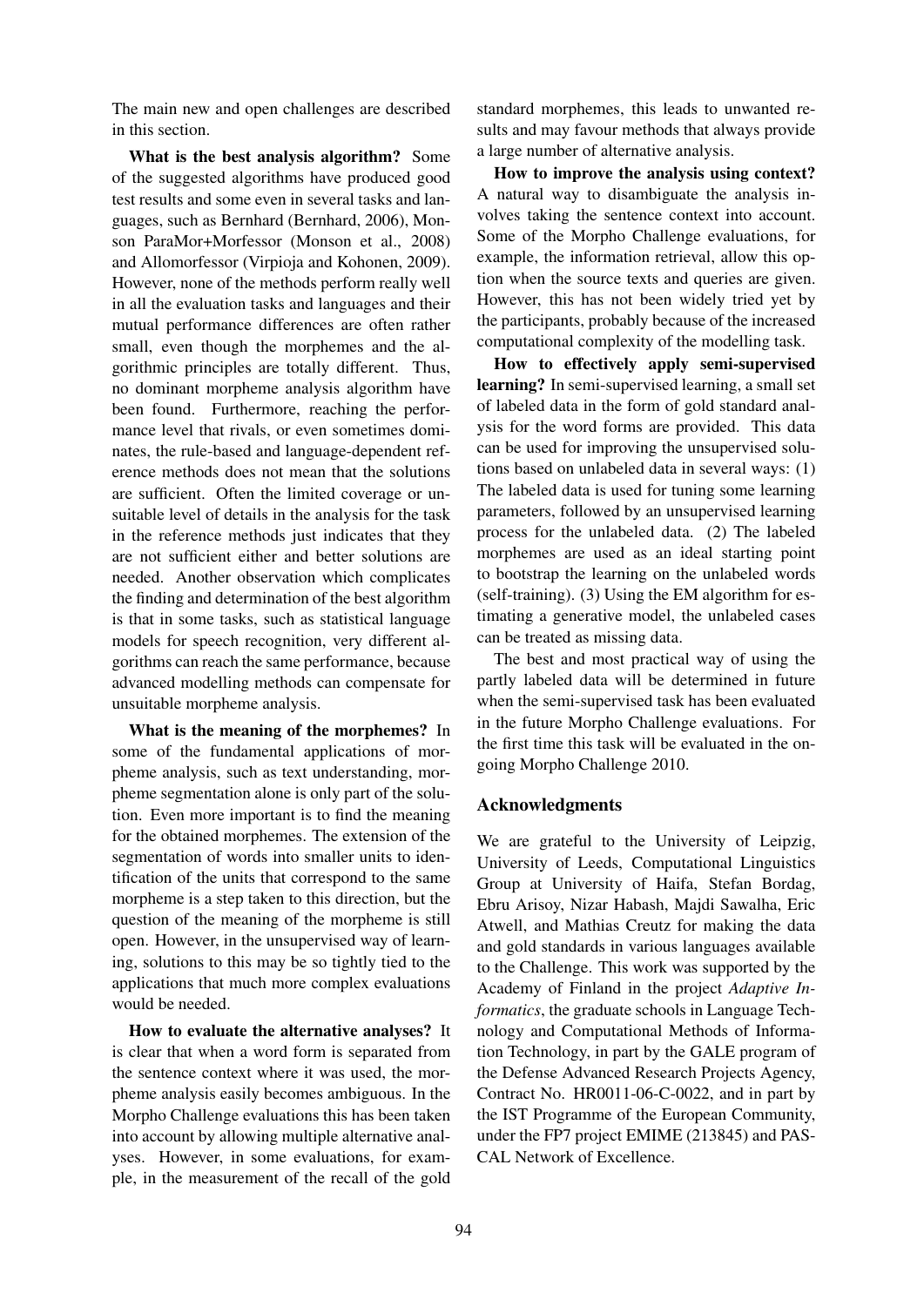The main new and open challenges are described in this section.

**What is the best analysis algorithm?** Some of the suggested algorithms have produced good test results and some even in several tasks and languages, such as Bernhard (Bernhard, 2006), Monson ParaMor+Morfessor (Monson et al., 2008) and Allomorfessor (Virpioja and Kohonen, 2009). However, none of the methods perform really well in all the evaluation tasks and languages and their mutual performance differences are often rather small, even though the morphemes and the algorithmic principles are totally different. Thus, no dominant morpheme analysis algorithm have been found. Furthermore, reaching the performance level that rivals, or even sometimes dominates, the rule-based and language-dependent reference methods does not mean that the solutions are sufficient. Often the limited coverage or unsuitable level of details in the analysis for the task in the reference methods just indicates that they are not sufficient either and better solutions are needed. Another observation which complicates the finding and determination of the best algorithm is that in some tasks, such as statistical language models for speech recognition, very different algorithms can reach the same performance, because advanced modelling methods can compensate for unsuitable morpheme analysis.

**What is the meaning of the morphemes?** In some of the fundamental applications of morpheme analysis, such as text understanding, morpheme segmentation alone is only part of the solution. Even more important is to find the meaning for the obtained morphemes. The extension of the segmentation of words into smaller units to identification of the units that correspond to the same morpheme is a step taken to this direction, but the question of the meaning of the morpheme is still open. However, in the unsupervised way of learning, solutions to this may be so tightly tied to the applications that much more complex evaluations would be needed.

**How to evaluate the alternative analyses?** It is clear that when a word form is separated from the sentence context where it was used, the morpheme analysis easily becomes ambiguous. In the Morpho Challenge evaluations this has been taken into account by allowing multiple alternative analyses. However, in some evaluations, for example, in the measurement of the recall of the gold standard morphemes, this leads to unwanted results and may favour methods that always provide a large number of alternative analysis.

**How to improve the analysis using context?** A natural way to disambiguate the analysis involves taking the sentence context into account. Some of the Morpho Challenge evaluations, for example, the information retrieval, allow this option when the source texts and queries are given. However, this has not been widely tried yet by the participants, probably because of the increased computational complexity of the modelling task.

**How to effectively apply semi-supervised learning?** In semi-supervised learning, a small set of labeled data in the form of gold standard analysis for the word forms are provided. This data can be used for improving the unsupervised solutions based on unlabeled data in several ways: (1) The labeled data is used for tuning some learning parameters, followed by an unsupervised learning process for the unlabeled data. (2) The labeled morphemes are used as an ideal starting point to bootstrap the learning on the unlabeled words (self-training). (3) Using the EM algorithm for estimating a generative model, the unlabeled cases can be treated as missing data.

The best and most practical way of using the partly labeled data will be determined in future when the semi-supervised task has been evaluated in the future Morpho Challenge evaluations. For the first time this task will be evaluated in the ongoing Morpho Challenge 2010.

## Acknowledgments

We are grateful to the University of Leipzig, University of Leeds, Computational Linguistics Group at University of Haifa, Stefan Bordag, Ebru Arisoy, Nizar Habash, Majdi Sawalha, Eric Atwell, and Mathias Creutz for making the data and gold standards in various languages available to the Challenge. This work was supported by the Academy of Finland in the project *Adaptive Informatics*, the graduate schools in Language Technology and Computational Methods of Information Technology, in part by the GALE program of the Defense Advanced Research Projects Agency, Contract No. HR0011-06-C-0022, and in part by the IST Programme of the European Community, under the FP7 project EMIME (213845) and PASCAL Network of Excellence.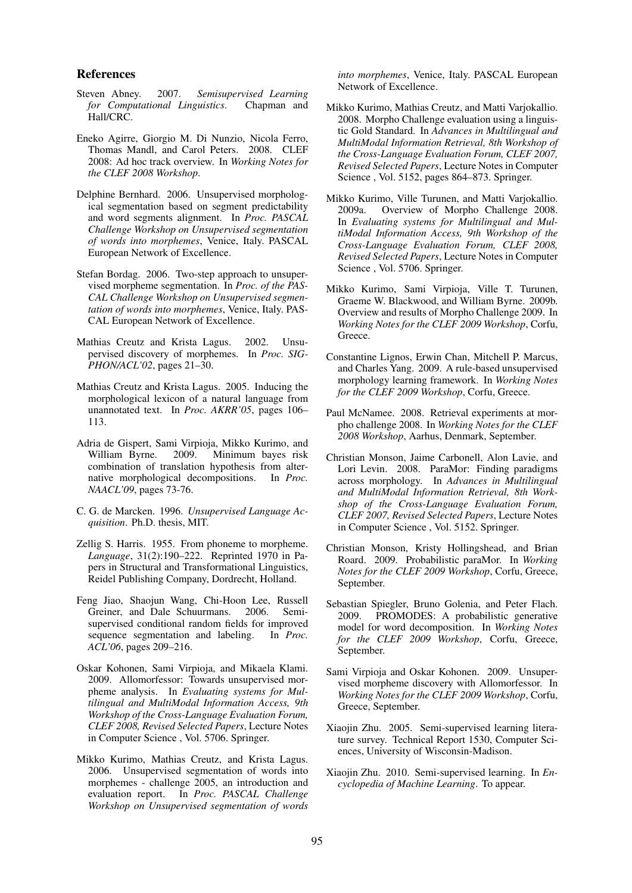## References

Steven Abney. 2007. *Semisupervised Learning for Computational Linguistics*. Chapman and Hall/CRC.

Eneko Agirre, Giorgio M. Di Nunzio, Nicola Ferro, Thomas Mandl, and Carol Peters. 2008. CLEF 2008: Ad hoc track overview. In *Working Notes for the CLEF 2008 Workshop*.

Delphine Bernhard. 2006. Unsupervised morphological segmentation based on segment predictability and word segments alignment. In *Proc. PASCAL Challenge Workshop on Unsupervised segmentation of words into morphemes*, Venice, Italy. PASCAL European Network of Excellence.

Stefan Bordag. 2006. Two-step approach to unsupervised morpheme segmentation. In *Proc. of the PASCAL Challenge Workshop on Unsupervised segmentation of words into morphemes*, Venice, Italy. PASCAL European Network of Excellence.

Mathias Creutz and Krista Lagus. 2002. Unsupervised discovery of morphemes. In *Proc. SIGPHON/ACL'02*, pages 21–30.

Mathias Creutz and Krista Lagus. 2005. Inducing the morphological lexicon of a natural language from unannotated text. In *Proc. AKRR'05*, pages 106–113.

Adria de Gispert, Sami Virpioja, Mikko Kurimo, and William Byrne. 2009. Minimum bayes risk combination of translation hypothesis from alternative morphological decompositions. In *Proc. NAACL'09*, pages 73-76.

C. G. de Marcken. 1996. *Unsupervised Language Acquisition*. Ph.D. thesis, MIT.

Zellig S. Harris. 1955. From phoneme to morpheme. *Language*, 31(2):190–222. Reprinted 1970 in Papers in Structural and Transformational Linguistics, Reidel Publishing Company, Dordrecht, Holland.

Feng Jiao, Shaojun Wang, Chi-Hoon Lee, Russell Greiner, and Dale Schuurmans. 2006. Semi-supervised conditional random fields for improved sequence segmentation and labeling. In *Proc. ACL'06*, pages 209–216.

Oskar Kohonen, Sami Virpioja, and Mikaela Klami. 2009. Allomorfessor: Towards unsupervised morpheme analysis. In *Evaluating systems for Multilingual and MultiModal Information Access, 9th Workshop of the Cross-Language Evaluation Forum, CLEF 2008, Revised Selected Papers*, Lecture Notes in Computer Science , Vol. 5706. Springer.

Mikko Kurimo, Mathias Creutz, and Krista Lagus. 2006. Unsupervised segmentation of words into morphemes - challenge 2005, an introduction and evaluation report. In *Proc. PASCAL Challenge Workshop on Unsupervised segmentation of words into morphemes*, Venice, Italy. PASCAL European Network of Excellence.

Mikko Kurimo, Mathias Creutz, and Matti Varjokallio. 2008. Morpho Challenge evaluation using a linguistic Gold Standard. In *Advances in Multilingual and MultiModal Information Retrieval, 8th Workshop of the Cross-Language Evaluation Forum, CLEF 2007, Revised Selected Papers*, Lecture Notes in Computer Science , Vol. 5152, pages 864–873. Springer.

Mikko Kurimo, Ville Turunen, and Matti Varjokallio. 2009a. Overview of Morpho Challenge 2008. In *Evaluating systems for Multilingual and MultiModal Information Access, 9th Workshop of the Cross-Language Evaluation Forum, CLEF 2008, Revised Selected Papers*, Lecture Notes in Computer Science , Vol. 5706. Springer.

Mikko Kurimo, Sami Virpioja, Ville T. Turunen, Graeme W. Blackwood, and William Byrne. 2009b. Overview and results of Morpho Challenge 2009. In *Working Notes for the CLEF 2009 Workshop*, Corfu, Greece.

Constantine Lignos, Erwin Chan, Mitchell P. Marcus, and Charles Yang. 2009. A rule-based unsupervised morphology learning framework. In *Working Notes for the CLEF 2009 Workshop*, Corfu, Greece.

Paul McNamee. 2008. Retrieval experiments at morpho challenge 2008. In *Working Notes for the CLEF 2008 Workshop*, Aarhus, Denmark, September.

Christian Monson, Jaime Carbonell, Alon Lavie, and Lori Levin. 2008. ParaMor: Finding paradigms across morphology. In *Advances in Multilingual and MultiModal Information Retrieval, 8th Workshop of the Cross-Language Evaluation Forum, CLEF 2007, Revised Selected Papers*, Lecture Notes in Computer Science , Vol. 5152. Springer.

Christian Monson, Kristy Hollingshead, and Brian Roard. 2009. Probabilistic paraMor. In *Working Notes for the CLEF 2009 Workshop*, Corfu, Greece, September.

Sebastian Spiegler, Bruno Golenia, and Peter Flach. 2009. PROMODES: A probabilistic generative model for word decomposition. In *Working Notes for the CLEF 2009 Workshop*, Corfu, Greece, September.

Sami Virpioja and Oskar Kohonen. 2009. Unsupervised morpheme discovery with Allomorfessor. In *Working Notes for the CLEF 2009 Workshop*, Corfu, Greece, September.

Xiaojin Zhu. 2005. Semi-supervised learning literature survey. Technical Report 1530, Computer Sciences, University of Wisconsin-Madison.

Xiaojin Zhu. 2010. Semi-supervised learning. In *Encyclopedia of Machine Learning*. To appear.